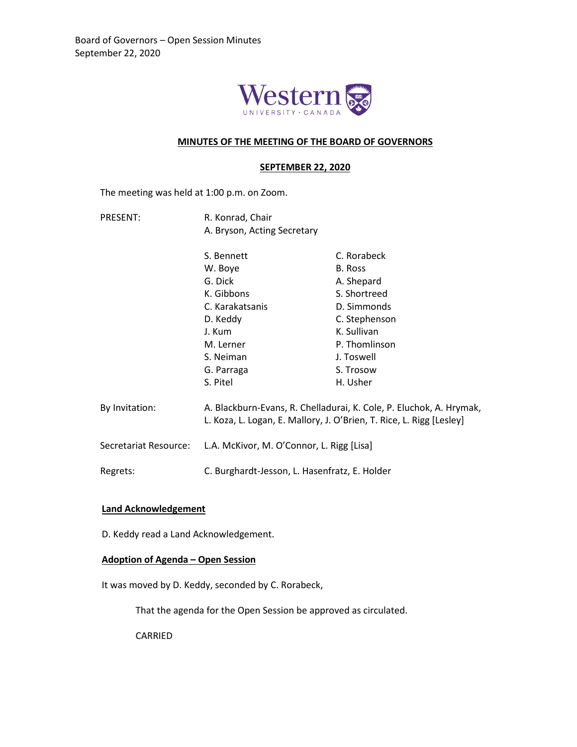Board of Governors – Open Session Minutes
September 22, 2020

## MINUTES OF THE MEETING OF THE BOARD OF GOVERNORS

## SEPTEMBER 22, 2020

The meeting was held at 1:00 p.m. on Zoom.

PRESENT: R. Konrad, Chair
A. Bryson, Acting Secretary

| | |
|---|---|
| S. Bennett | C. Rorabeck |
| W. Boye | B. Ross |
| G. Dick | A. Shepard |
| K. Gibbons | S. Shortreed |
| C. Karakatsanis | D. Simmonds |
| D. Keddy | C. Stephenson |
| J. Kum | K. Sullivan |
| M. Lerner | P. Thomlinson |
| S. Neiman | J. Toswell |
| G. Parraga | S. Trosow |
| S. Pitel | H. Usher |

By Invitation: A. Blackburn-Evans, R. Chelladurai, K. Cole, P. Eluchok, A. Hrymak, L. Koza, L. Logan, E. Mallory, J. O'Brien, T. Rice, L. Rigg [Lesley]

Secretariat Resource: L.A. McKivor, M. O'Connor, L. Rigg [Lisa]

Regrets: C. Burghardt-Jesson, L. Hasenfratz, E. Holder

### Land Acknowledgement

D. Keddy read a Land Acknowledgement.

### Adoption of Agenda – Open Session

It was moved by D. Keddy, seconded by C. Rorabeck,

> That the agenda for the Open Session be approved as circulated.
>
> CARRIED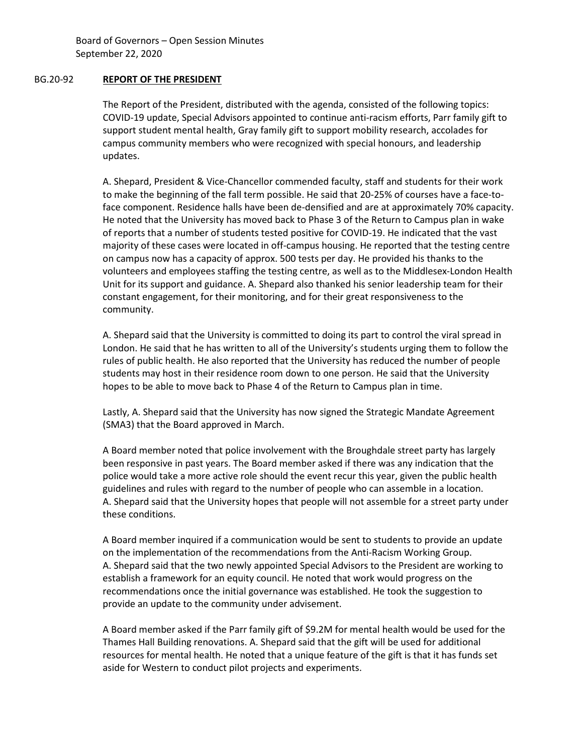**BG.20-92 REPORT OF THE PRESIDENT**

The Report of the President, distributed with the agenda, consisted of the following topics: COVID-19 update, Special Advisors appointed to continue anti-racism efforts, Parr family gift to support student mental health, Gray family gift to support mobility research, accolades for campus community members who were recognized with special honours, and leadership updates.

A. Shepard, President & Vice-Chancellor commended faculty, staff and students for their work to make the beginning of the fall term possible. He said that 20-25% of courses have a face-to-face component. Residence halls have been de-densified and are at approximately 70% capacity. He noted that the University has moved back to Phase 3 of the Return to Campus plan in wake of reports that a number of students tested positive for COVID-19. He indicated that the vast majority of these cases were located in off-campus housing. He reported that the testing centre on campus now has a capacity of approx. 500 tests per day. He provided his thanks to the volunteers and employees staffing the testing centre, as well as to the Middlesex-London Health Unit for its support and guidance. A. Shepard also thanked his senior leadership team for their constant engagement, for their monitoring, and for their great responsiveness to the community.

A. Shepard said that the University is committed to doing its part to control the viral spread in London. He said that he has written to all of the University's students urging them to follow the rules of public health. He also reported that the University has reduced the number of people students may host in their residence room down to one person. He said that the University hopes to be able to move back to Phase 4 of the Return to Campus plan in time.

Lastly, A. Shepard said that the University has now signed the Strategic Mandate Agreement (SMA3) that the Board approved in March.

A Board member noted that police involvement with the Broughdale street party has largely been responsive in past years. The Board member asked if there was any indication that the police would take a more active role should the event recur this year, given the public health guidelines and rules with regard to the number of people who can assemble in a location. A. Shepard said that the University hopes that people will not assemble for a street party under these conditions.

A Board member inquired if a communication would be sent to students to provide an update on the implementation of the recommendations from the Anti-Racism Working Group. A. Shepard said that the two newly appointed Special Advisors to the President are working to establish a framework for an equity council. He noted that work would progress on the recommendations once the initial governance was established. He took the suggestion to provide an update to the community under advisement.

A Board member asked if the Parr family gift of $9.2M for mental health would be used for the Thames Hall Building renovations. A. Shepard said that the gift will be used for additional resources for mental health. He noted that a unique feature of the gift is that it has funds set aside for Western to conduct pilot projects and experiments.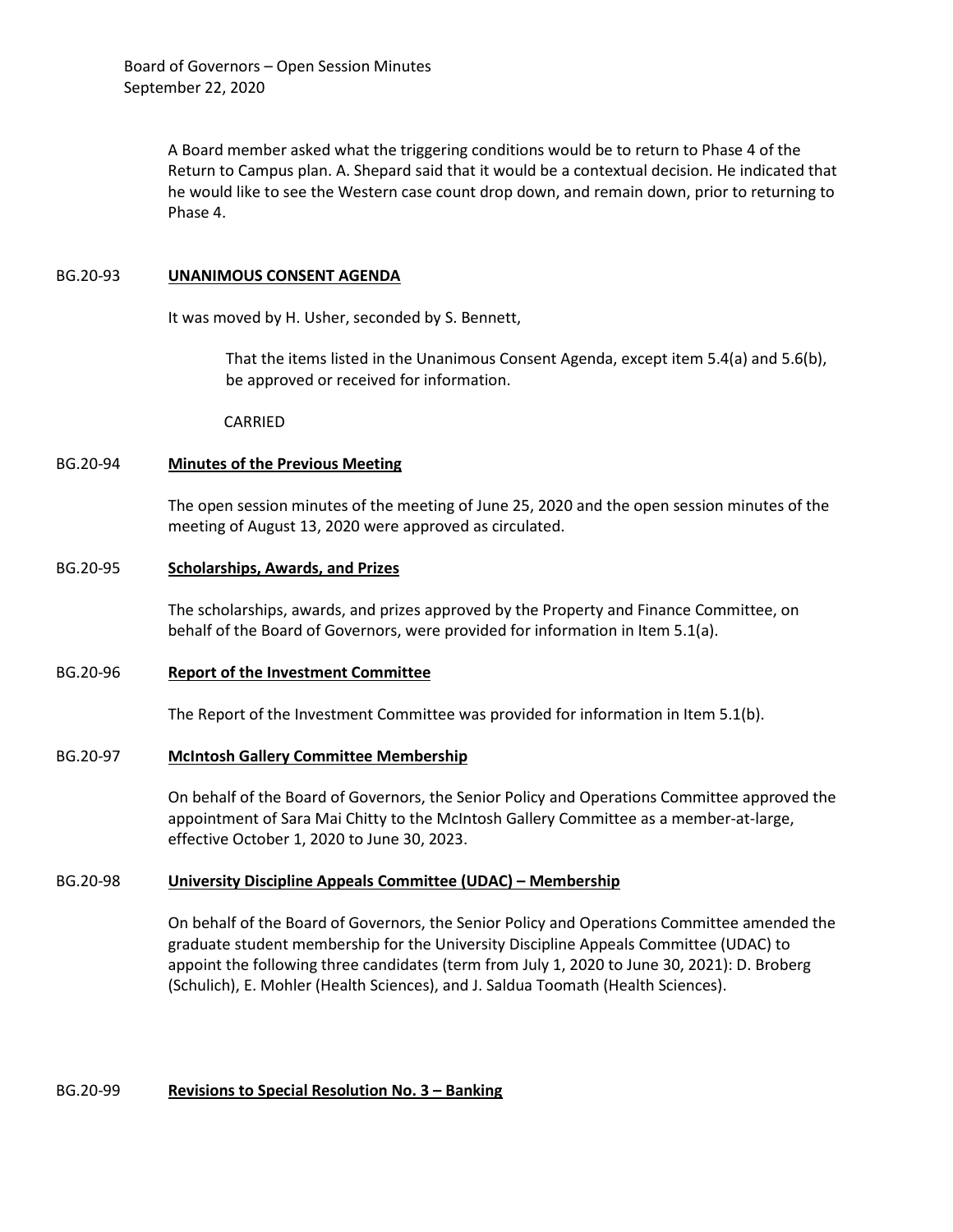A Board member asked what the triggering conditions would be to return to Phase 4 of the Return to Campus plan. A. Shepard said that it would be a contextual decision. He indicated that he would like to see the Western case count drop down, and remain down, prior to returning to Phase 4.

## BG.20-93 UNANIMOUS CONSENT AGENDA

It was moved by H. Usher, seconded by S. Bennett,

> That the items listed in the Unanimous Consent Agenda, except item 5.4(a) and 5.6(b), be approved or received for information.
>
> CARRIED

## BG.20-94 Minutes of the Previous Meeting

The open session minutes of the meeting of June 25, 2020 and the open session minutes of the meeting of August 13, 2020 were approved as circulated.

## BG.20-95 Scholarships, Awards, and Prizes

The scholarships, awards, and prizes approved by the Property and Finance Committee, on behalf of the Board of Governors, were provided for information in Item 5.1(a).

## BG.20-96 Report of the Investment Committee

The Report of the Investment Committee was provided for information in Item 5.1(b).

## BG.20-97 McIntosh Gallery Committee Membership

On behalf of the Board of Governors, the Senior Policy and Operations Committee approved the appointment of Sara Mai Chitty to the McIntosh Gallery Committee as a member-at-large, effective October 1, 2020 to June 30, 2023.

## BG.20-98 University Discipline Appeals Committee (UDAC) – Membership

On behalf of the Board of Governors, the Senior Policy and Operations Committee amended the graduate student membership for the University Discipline Appeals Committee (UDAC) to appoint the following three candidates (term from July 1, 2020 to June 30, 2021): D. Broberg (Schulich), E. Mohler (Health Sciences), and J. Saldua Toomath (Health Sciences).

## BG.20-99 Revisions to Special Resolution No. 3 – Banking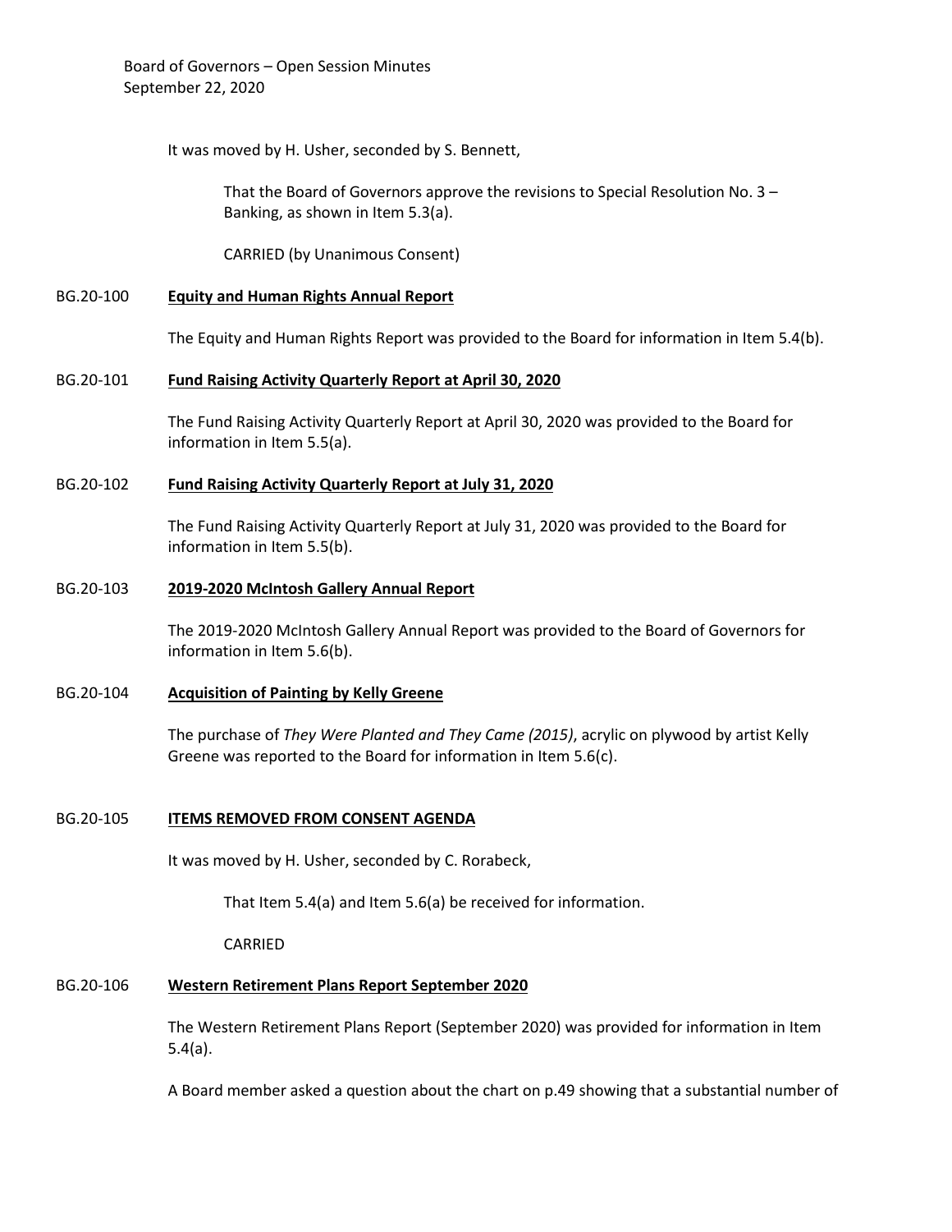It was moved by H. Usher, seconded by S. Bennett,

> That the Board of Governors approve the revisions to Special Resolution No. 3 – Banking, as shown in Item 5.3(a).
>
> CARRIED (by Unanimous Consent)

BG.20-100 **Equity and Human Rights Annual Report**

The Equity and Human Rights Report was provided to the Board for information in Item 5.4(b).

BG.20-101 **Fund Raising Activity Quarterly Report at April 30, 2020**

The Fund Raising Activity Quarterly Report at April 30, 2020 was provided to the Board for information in Item 5.5(a).

BG.20-102 **Fund Raising Activity Quarterly Report at July 31, 2020**

The Fund Raising Activity Quarterly Report at July 31, 2020 was provided to the Board for information in Item 5.5(b).

BG.20-103 **2019-2020 McIntosh Gallery Annual Report**

The 2019-2020 McIntosh Gallery Annual Report was provided to the Board of Governors for information in Item 5.6(b).

BG.20-104 **Acquisition of Painting by Kelly Greene**

The purchase of *They Were Planted and They Came (2015)*, acrylic on plywood by artist Kelly Greene was reported to the Board for information in Item 5.6(c).

BG.20-105 **ITEMS REMOVED FROM CONSENT AGENDA**

It was moved by H. Usher, seconded by C. Rorabeck,

> That Item 5.4(a) and Item 5.6(a) be received for information.
>
> CARRIED

BG.20-106 **Western Retirement Plans Report September 2020**

The Western Retirement Plans Report (September 2020) was provided for information in Item 5.4(a).

A Board member asked a question about the chart on p.49 showing that a substantial number of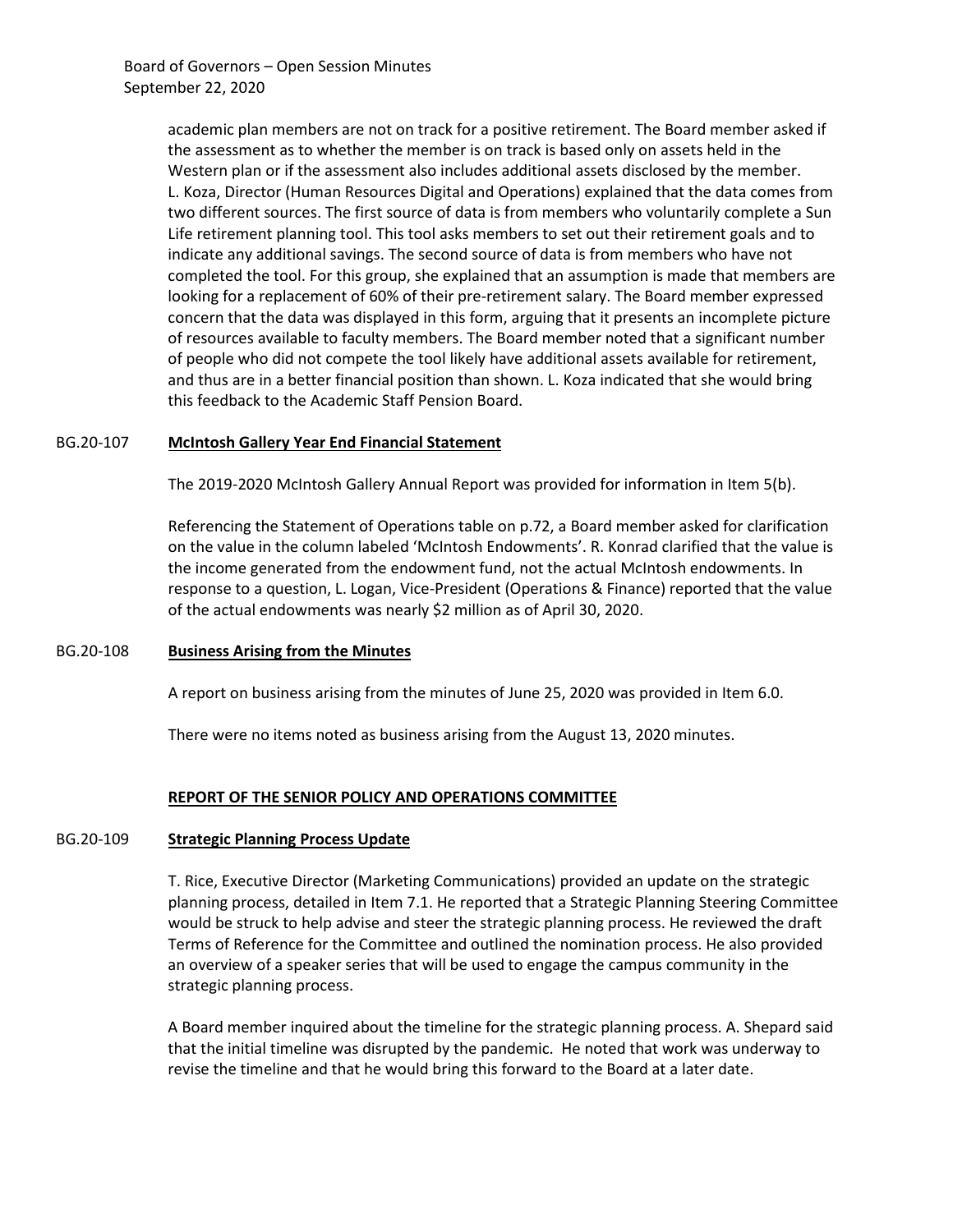academic plan members are not on track for a positive retirement. The Board member asked if the assessment as to whether the member is on track is based only on assets held in the Western plan or if the assessment also includes additional assets disclosed by the member. L. Koza, Director (Human Resources Digital and Operations) explained that the data comes from two different sources. The first source of data is from members who voluntarily complete a Sun Life retirement planning tool. This tool asks members to set out their retirement goals and to indicate any additional savings. The second source of data is from members who have not completed the tool. For this group, she explained that an assumption is made that members are looking for a replacement of 60% of their pre-retirement salary. The Board member expressed concern that the data was displayed in this form, arguing that it presents an incomplete picture of resources available to faculty members. The Board member noted that a significant number of people who did not compete the tool likely have additional assets available for retirement, and thus are in a better financial position than shown. L. Koza indicated that she would bring this feedback to the Academic Staff Pension Board.

BG.20-107 **McIntosh Gallery Year End Financial Statement**

The 2019-2020 McIntosh Gallery Annual Report was provided for information in Item 5(b).

Referencing the Statement of Operations table on p.72, a Board member asked for clarification on the value in the column labeled 'McIntosh Endowments'. R. Konrad clarified that the value is the income generated from the endowment fund, not the actual McIntosh endowments. In response to a question, L. Logan, Vice-President (Operations & Finance) reported that the value of the actual endowments was nearly $2 million as of April 30, 2020.

BG.20-108 **Business Arising from the Minutes**

A report on business arising from the minutes of June 25, 2020 was provided in Item 6.0.

There were no items noted as business arising from the August 13, 2020 minutes.

**REPORT OF THE SENIOR POLICY AND OPERATIONS COMMITTEE**

BG.20-109 **Strategic Planning Process Update**

T. Rice, Executive Director (Marketing Communications) provided an update on the strategic planning process, detailed in Item 7.1. He reported that a Strategic Planning Steering Committee would be struck to help advise and steer the strategic planning process. He reviewed the draft Terms of Reference for the Committee and outlined the nomination process. He also provided an overview of a speaker series that will be used to engage the campus community in the strategic planning process.

A Board member inquired about the timeline for the strategic planning process. A. Shepard said that the initial timeline was disrupted by the pandemic. He noted that work was underway to revise the timeline and that he would bring this forward to the Board at a later date.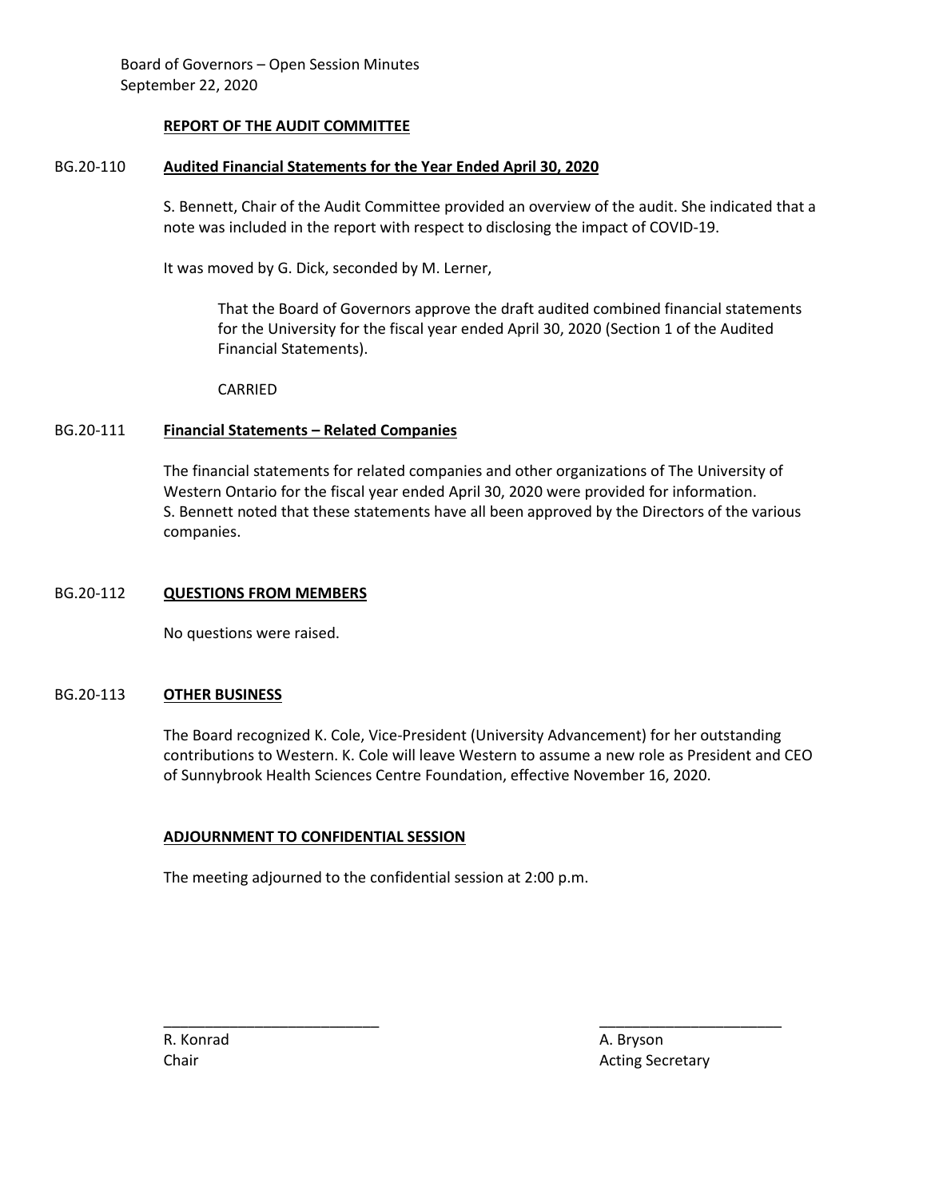**REPORT OF THE AUDIT COMMITTEE**

BG.20-110 **Audited Financial Statements for the Year Ended April 30, 2020**

S. Bennett, Chair of the Audit Committee provided an overview of the audit. She indicated that a note was included in the report with respect to disclosing the impact of COVID-19.

It was moved by G. Dick, seconded by M. Lerner,

> That the Board of Governors approve the draft audited combined financial statements for the University for the fiscal year ended April 30, 2020 (Section 1 of the Audited Financial Statements).
>
> CARRIED

BG.20-111 **Financial Statements – Related Companies**

The financial statements for related companies and other organizations of The University of Western Ontario for the fiscal year ended April 30, 2020 were provided for information. S. Bennett noted that these statements have all been approved by the Directors of the various companies.

BG.20-112 **QUESTIONS FROM MEMBERS**

No questions were raised.

BG.20-113 **OTHER BUSINESS**

The Board recognized K. Cole, Vice-President (University Advancement) for her outstanding contributions to Western. K. Cole will leave Western to assume a new role as President and CEO of Sunnybrook Health Sciences Centre Foundation, effective November 16, 2020.

**ADJOURNMENT TO CONFIDENTIAL SESSION**

The meeting adjourned to the confidential session at 2:00 p.m.

| | |
|---|---|
| \_\_\_\_\_\_\_\_\_\_\_\_\_\_\_\_\_\_\_\_\_\_\_\_\_\_ | \_\_\_\_\_\_\_\_\_\_\_\_\_\_\_\_\_\_\_\_\_\_\_\_ |
| R. Konrad | A. Bryson |
| Chair | Acting Secretary |